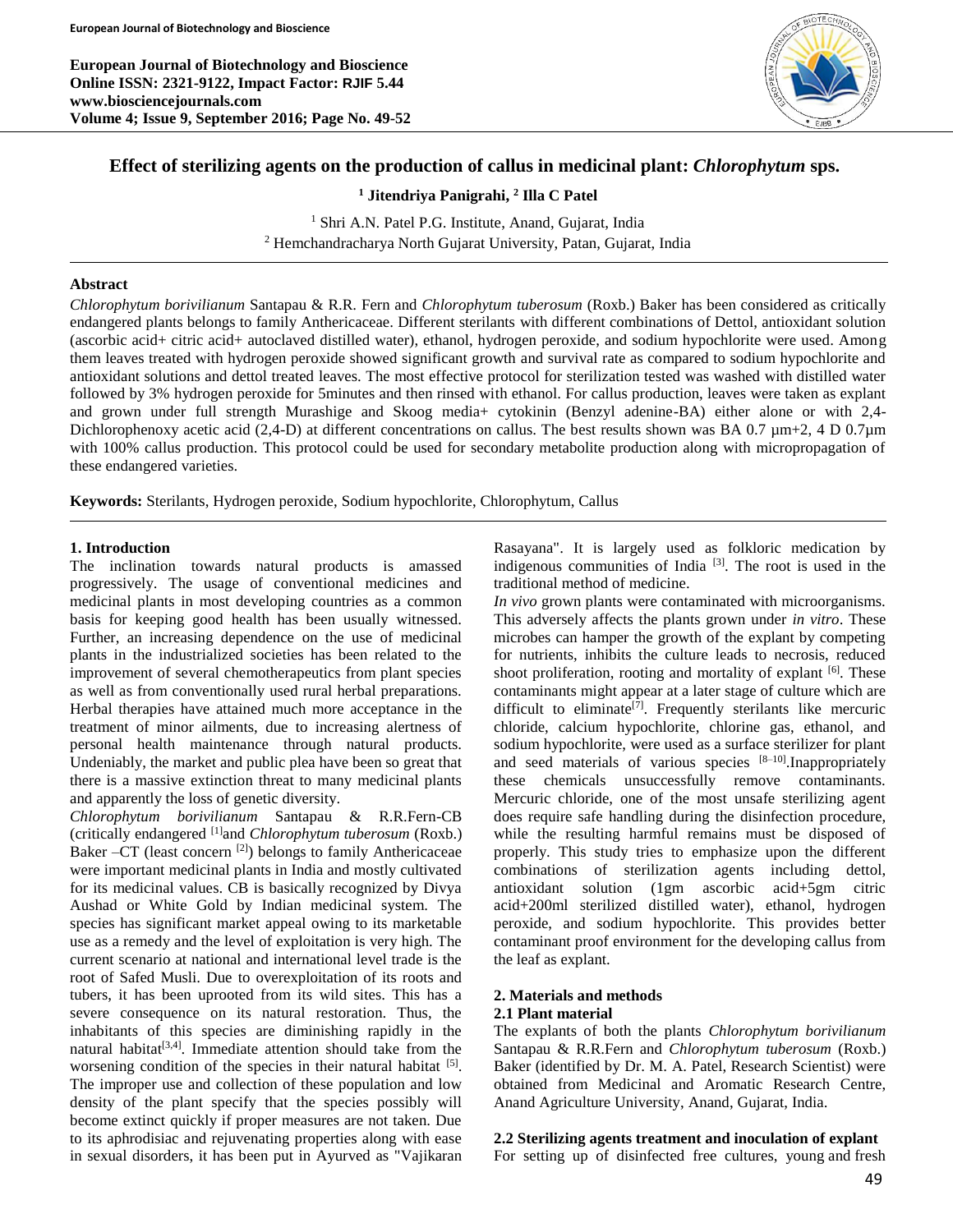# Effect of sterilizing agents on the production of callus in medicinal plant: *Chlorophytum* sps.

**[1] Jitendriya Panigrahi, [2] Illa C Patel**

[1] Shri A.N. Patel P.G. Institute, Anand, Gujarat, India
[2] Hemchandracharya North Gujarat University, Patan, Gujarat, India

## Abstract

*Chlorophytum borivilianum* Santapau & R.R. Fern and *Chlorophytum tuberosum* (Roxb.) Baker has been considered as critically endangered plants belongs to family Anthericaceae. Different sterilants with different combinations of Dettol, antioxidant solution (ascorbic acid+ citric acid+ autoclaved distilled water), ethanol, hydrogen peroxide, and sodium hypochlorite were used. Among them leaves treated with hydrogen peroxide showed significant growth and survival rate as compared to sodium hypochlorite and antioxidant solutions and dettol treated leaves. The most effective protocol for sterilization tested was washed with distilled water followed by 3% hydrogen peroxide for 5minutes and then rinsed with ethanol. For callus production, leaves were taken as explant and grown under full strength Murashige and Skoog media+ cytokinin (Benzyl adenine-BA) either alone or with 2,4-Dichlorophenoxy acetic acid (2,4-D) at different concentrations on callus. The best results shown was BA 0.7 µm+2, 4 D 0.7µm with 100% callus production. This protocol could be used for secondary metabolite production along with micropropagation of these endangered varieties.

**Keywords:** Sterilants, Hydrogen peroxide, Sodium hypochlorite, Chlorophytum, Callus

## 1. Introduction

The inclination towards natural products is amassed progressively. The usage of conventional medicines and medicinal plants in most developing countries as a common basis for keeping good health has been usually witnessed. Further, an increasing dependence on the use of medicinal plants in the industrialized societies has been related to the improvement of several chemotherapeutics from plant species as well as from conventionally used rural herbal preparations. Herbal therapies have attained much more acceptance in the treatment of minor ailments, due to increasing alertness of personal health maintenance through natural products. Undeniably, the market and public plea have been so great that there is a massive extinction threat to many medicinal plants and apparently the loss of genetic diversity.

*Chlorophytum borivilianum* Santapau & R.R.Fern-CB (critically endangered [1]and *Chlorophytum tuberosum* (Roxb.) Baker –CT (least concern [2]) belongs to family Anthericaceae were important medicinal plants in India and mostly cultivated for its medicinal values. CB is basically recognized by Divya Aushad or White Gold by Indian medicinal system. The species has significant market appeal owing to its marketable use as a remedy and the level of exploitation is very high. The current scenario at national and international level trade is the root of Safed Musli. Due to overexploitation of its roots and tubers, it has been uprooted from its wild sites. This has a severe consequence on its natural restoration. Thus, the inhabitants of this species are diminishing rapidly in the natural habitat[3,4]. Immediate attention should take from the worsening condition of the species in their natural habitat [5]. The improper use and collection of these population and low density of the plant specify that the species possibly will become extinct quickly if proper measures are not taken. Due to its aphrodisiac and rejuvenating properties along with ease in sexual disorders, it has been put in Ayurved as "Vajikaran Rasayana". It is largely used as folkloric medication by indigenous communities of India [3]. The root is used in the traditional method of medicine.

*In vivo* grown plants were contaminated with microorganisms. This adversely affects the plants grown under *in vitro*. These microbes can hamper the growth of the explant by competing for nutrients, inhibits the culture leads to necrosis, reduced shoot proliferation, rooting and mortality of explant [6]. These contaminants might appear at a later stage of culture which are difficult to eliminate[7]. Frequently sterilants like mercuric chloride, calcium hypochlorite, chlorine gas, ethanol, and sodium hypochlorite, were used as a surface sterilizer for plant and seed materials of various species [8–10].Inappropriately these chemicals unsuccessfully remove contaminants. Mercuric chloride, one of the most unsafe sterilizing agent does require safe handling during the disinfection procedure, while the resulting harmful remains must be disposed of properly. This study tries to emphasize upon the different combinations of sterilization agents including dettol, antioxidant solution (1gm ascorbic acid+5gm citric acid+200ml sterilized distilled water), ethanol, hydrogen peroxide, and sodium hypochlorite. This provides better contaminant proof environment for the developing callus from the leaf as explant.

## 2. Materials and methods

### 2.1 Plant material

The explants of both the plants *Chlorophytum borivilianum* Santapau & R.R.Fern and *Chlorophytum tuberosum* (Roxb.) Baker (identified by Dr. M. A. Patel, Research Scientist) were obtained from Medicinal and Aromatic Research Centre, Anand Agriculture University, Anand, Gujarat, India.

### 2.2 Sterilizing agents treatment and inoculation of explant

For setting up of disinfected free cultures, young and fresh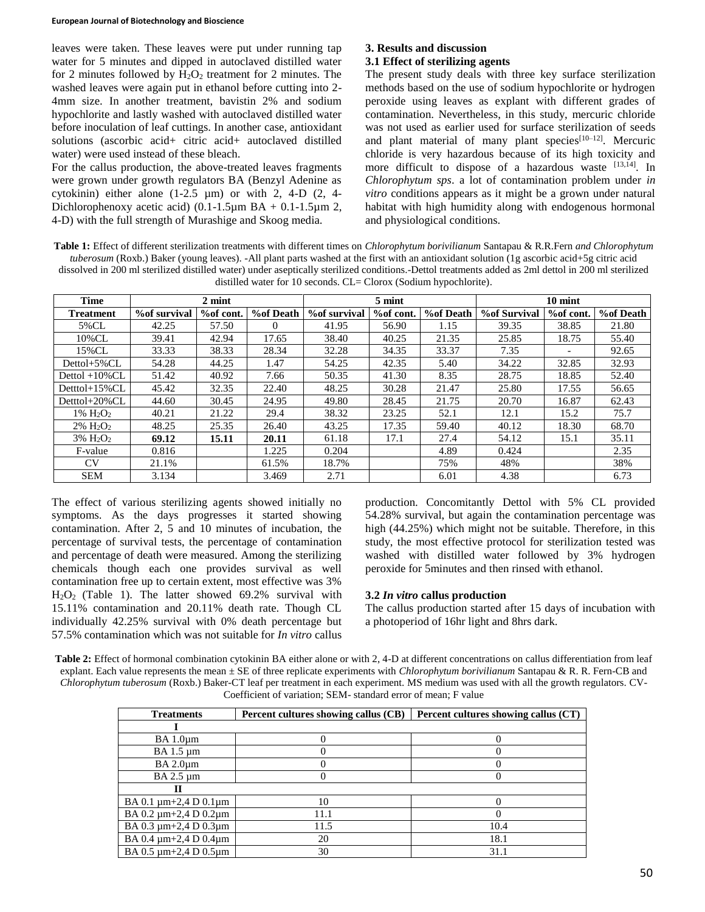leaves were taken. These leaves were put under running tap water for 5 minutes and dipped in autoclaved distilled water for 2 minutes followed by $H_2O_2$ treatment for 2 minutes. The washed leaves were again put in ethanol before cutting into 2-4mm size. In another treatment, bavistin 2% and sodium hypochlorite and lastly washed with autoclaved distilled water before inoculation of leaf cuttings. In another case, antioxidant solutions (ascorbic acid+ citric acid+ autoclaved distilled water) were used instead of these bleach.

For the callus production, the above-treated leaves fragments were grown under growth regulators BA (Benzyl Adenine as cytokinin) either alone (1-2.5 µm) or with 2, 4-D (2, 4-Dichlorophenoxy acetic acid) (0.1-1.5µm BA + 0.1-1.5µm 2, 4-D) with the full strength of Murashige and Skoog media.

## 3. Results and discussion

### 3.1 Effect of sterilizing agents

The present study deals with three key surface sterilization methods based on the use of sodium hypochlorite or hydrogen peroxide using leaves as explant with different grades of contamination. Nevertheless, in this study, mercuric chloride was not used as earlier used for surface sterilization of seeds and plant material of many plant species[10–12]. Mercuric chloride is very hazardous because of its high toxicity and more difficult to dispose of a hazardous waste [13,14]. In *Chlorophytum sps*. a lot of contamination problem under *in vitro* conditions appears as it might be a grown under natural habitat with high humidity along with endogenous hormonal and physiological conditions.

**Table 1:** Effect of different sterilization treatments with different times on *Chlorophytum borivilianum* Santapau & R.R.Fern *and Chlorophytum tuberosum* (Roxb.) Baker (young leaves). -All plant parts washed at the first with an antioxidant solution (1g ascorbic acid+5g citric acid dissolved in 200 ml sterilized distilled water) under aseptically sterilized conditions.-Dettol treatments added as 2ml dettol in 200 ml sterilized distilled water for 10 seconds. CL= Clorox (Sodium hypochlorite).

| Time | 2 mint | | | 5 mint | | | 10 mint | | |
|---|---|---|---|---|---|---|---|---|---|
| **Treatment** | **%of survival** | **%of cont.** | **%of Death** | **%of survival** | **%of cont.** | **%of Death** | **%of Survival** | **%of cont.** | **%of Death** |
| 5%CL | 42.25 | 57.50 | 0 | 41.95 | 56.90 | 1.15 | 39.35 | 38.85 | 21.80 |
| 10%CL | 39.41 | 42.94 | 17.65 | 38.40 | 40.25 | 21.35 | 25.85 | 18.75 | 55.40 |
| 15%CL | 33.33 | 38.33 | 28.34 | 32.28 | 34.35 | 33.37 | 7.35 | - | 92.65 |
| Dettol+5%CL | 54.28 | 44.25 | 1.47 | 54.25 | 42.35 | 5.40 | 34.22 | 32.85 | 32.93 |
| Dettol +10%CL | 51.42 | 40.92 | 7.66 | 50.35 | 41.30 | 8.35 | 28.75 | 18.85 | 52.40 |
| Detttol+15%CL | 45.42 | 32.35 | 22.40 | 48.25 | 30.28 | 21.47 | 25.80 | 17.55 | 56.65 |
| Detttol+20%CL | 44.60 | 30.45 | 24.95 | 49.80 | 28.45 | 21.75 | 20.70 | 16.87 | 62.43 |
| 1% $H_2O_2$ | 40.21 | 21.22 | 29.4 | 38.32 | 23.25 | 52.1 | 12.1 | 15.2 | 75.7 |
| 2% $H_2O_2$ | 48.25 | 25.35 | 26.40 | 43.25 | 17.35 | 59.40 | 40.12 | 18.30 | 68.70 |
| 3% $H_2O_2$ | **69.12** | **15.11** | **20.11** | 61.18 | 17.1 | 27.4 | 54.12 | 15.1 | 35.11 |
| F-value | 0.816 | | 1.225 | 0.204 | | 4.89 | 0.424 | | 2.35 |
| CV | 21.1% | | 61.5% | 18.7% | | 75% | 48% | | 38% |
| SEM | 3.134 | | 3.469 | 2.71 | | 6.01 | 4.38 | | 6.73 |

The effect of various sterilizing agents showed initially no symptoms. As the days progresses it started showing contamination. After 2, 5 and 10 minutes of incubation, the percentage of survival tests, the percentage of contamination and percentage of death were measured. Among the sterilizing chemicals though each one provides survival as well contamination free up to certain extent, most effective was 3% $H_2O_2$ (Table 1). The latter showed 69.2% survival with 15.11% contamination and 20.11% death rate. Though CL individually 42.25% survival with 0% death percentage but 57.5% contamination which was not suitable for *In vitro* callus production. Concomitantly Dettol with 5% CL provided 54.28% survival, but again the contamination percentage was high (44.25%) which might not be suitable. Therefore, in this study, the most effective protocol for sterilization tested was washed with distilled water followed by 3% hydrogen peroxide for 5minutes and then rinsed with ethanol.

### 3.2 *In vitro* callus production

The callus production started after 15 days of incubation with a photoperiod of 16hr light and 8hrs dark.

**Table 2:** Effect of hormonal combination cytokinin BA either alone or with 2, 4-D at different concentrations on callus differentiation from leaf explant. Each value represents the mean ± SE of three replicate experiments with *Chlorophytum borivilianum* Santapau & R. R. Fern-CB and *Chlorophytum tuberosum* (Roxb.) Baker-CT leaf per treatment in each experiment. MS medium was used with all the growth regulators. CV-Coefficient of variation; SEM- standard error of mean; F value

| Treatments | Percent cultures showing callus (CB) | Percent cultures showing callus (CT) |
|---|---|---|
| **I** | | |
| BA 1.0µm | 0 | 0 |
| BA 1.5 µm | 0 | 0 |
| BA 2.0µm | 0 | 0 |
| BA 2.5 µm | 0 | 0 |
| **II** | | |
| BA 0.1 µm+2,4 D 0.1µm | 10 | 0 |
| BA 0.2 µm+2,4 D 0.2µm | 11.1 | 0 |
| BA 0.3 µm+2,4 D 0.3µm | 11.5 | 10.4 |
| BA 0.4 µm+2,4 D 0.4µm | 20 | 18.1 |
| BA 0.5 µm+2,4 D 0.5µm | 30 | 31.1 |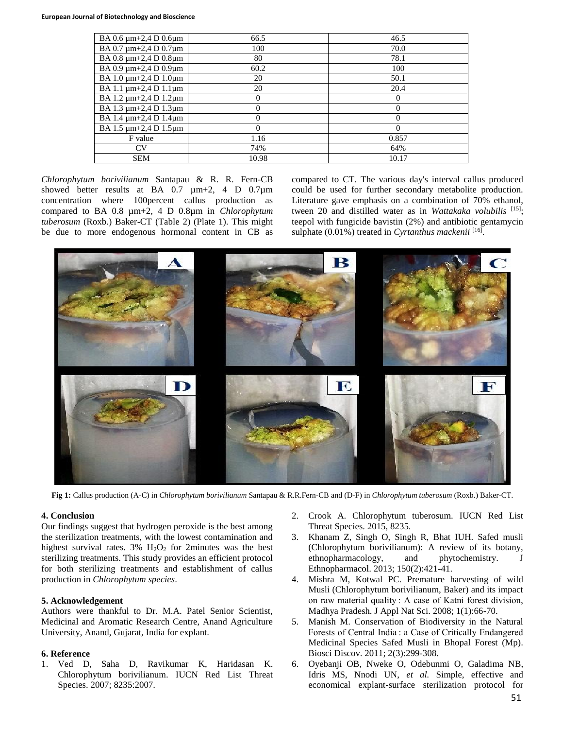| | | |
|---|---|---|
| BA 0.6 µm+2,4 D 0.6µm | 66.5 | 46.5 |
| BA 0.7 µm+2,4 D 0.7µm | 100 | 70.0 |
| BA 0.8 µm+2,4 D 0.8µm | 80 | 78.1 |
| BA 0.9 µm+2,4 D 0.9µm | 60.2 | 100 |
| BA 1.0 µm+2,4 D 1.0µm | 20 | 50.1 |
| BA 1.1 µm+2,4 D 1.1µm | 20 | 20.4 |
| BA 1.2 µm+2,4 D 1.2µm | 0 | 0 |
| BA 1.3 µm+2,4 D 1.3µm | 0 | 0 |
| BA 1.4 µm+2,4 D 1.4µm | 0 | 0 |
| BA 1.5 µm+2,4 D 1.5µm | 0 | 0 |
| F value | 1.16 | 0.857 |
| CV | 74% | 64% |
| SEM | 10.98 | 10.17 |

*Chlorophytum borivilianum* Santapau & R. R. Fern-CB showed better results at BA 0.7 µm+2, 4 D 0.7µm concentration where 100percent callus production as compared to BA 0.8 µm+2, 4 D 0.8µm in *Chlorophytum tuberosum* (Roxb.) Baker-CT (Table 2) (Plate 1). This might be due to more endogenous hormonal content in CB as compared to CT. The various day's interval callus produced could be used for further secondary metabolite production. Literature gave emphasis on a combination of 70% ethanol, tween 20 and distilled water as in *Wattakaka volubilis* [15]; teepol with fungicide bavistin (2%) and antibiotic gentamycin sulphate (0.01%) treated in *Cyrtanthus mackenii* [16].

**Fig 1:** Callus production (A-C) in *Chlorophytum borivilianum* Santapau & R.R.Fern-CB and (D-F) in *Chlorophytum tuberosum* (Roxb.) Baker-CT.

## 4. Conclusion

Our findings suggest that hydrogen peroxide is the best among the sterilization treatments, with the lowest contamination and highest survival rates. 3% $H_2O_2$ for 2minutes was the best sterilizing treatments. This study provides an efficient protocol for both sterilizing treatments and establishment of callus production in *Chlorophytum species*.

## 5. Acknowledgement

Authors were thankful to Dr. M.A. Patel Senior Scientist, Medicinal and Aromatic Research Centre, Anand Agriculture University, Anand, Gujarat, India for explant.

## 6. Reference

1. Ved D, Saha D, Ravikumar K, Haridasan K. Chlorophytum borivilianum. IUCN Red List Threat Species. 2007; 8235:2007.
2. Crook A. Chlorophytum tuberosum. IUCN Red List Threat Species. 2015, 8235.
3. Khanam Z, Singh O, Singh R, Bhat IUH. Safed musli (Chlorophytum borivilianum): A review of its botany, ethnopharmacology, and phytochemistry. J Ethnopharmacol. 2013; 150(2):421-41.
4. Mishra M, Kotwal PC. Premature harvesting of wild Musli (Chlorophytum borivilianum, Baker) and its impact on raw material quality : A case of Katni forest division, Madhya Pradesh. J Appl Nat Sci. 2008; 1(1):66-70.
5. Manish M. Conservation of Biodiversity in the Natural Forests of Central India : a Case of Critically Endangered Medicinal Species Safed Musli in Bhopal Forest (Mp). Biosci Discov. 2011; 2(3):299-308.
6. Oyebanji OB, Nweke O, Odebunmi O, Galadima NB, Idris MS, Nnodi UN, *et al.* Simple, effective and economical explant-surface sterilization protocol for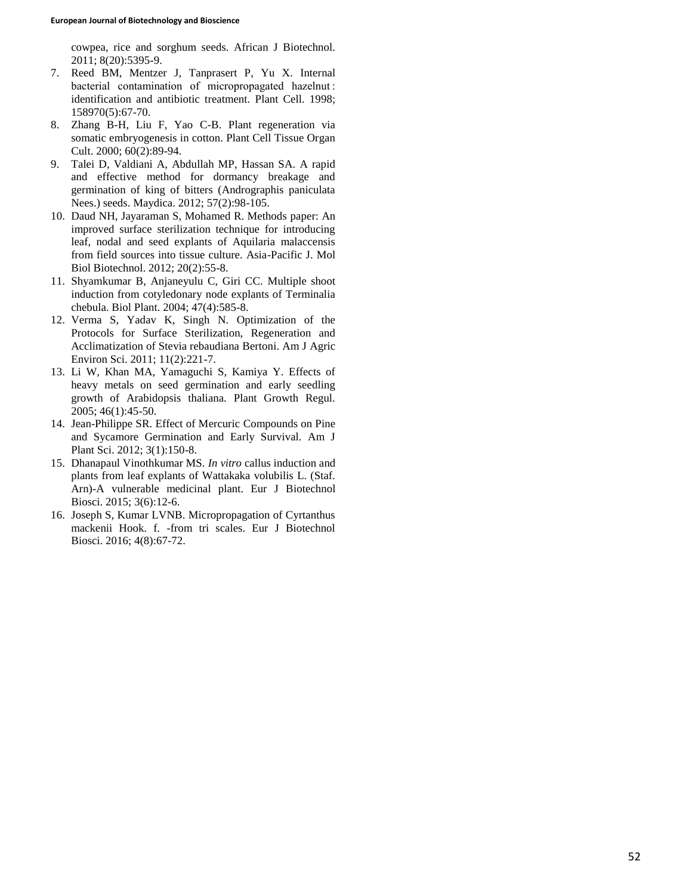cowpea, rice and sorghum seeds. African J Biotechnol. 2011; 8(20):5395-9.

7. Reed BM, Mentzer J, Tanprasert P, Yu X. Internal bacterial contamination of micropropagated hazelnut : identification and antibiotic treatment. Plant Cell. 1998; 158970(5):67-70.
8. Zhang B-H, Liu F, Yao C-B. Plant regeneration via somatic embryogenesis in cotton. Plant Cell Tissue Organ Cult. 2000; 60(2):89-94.
9. Talei D, Valdiani A, Abdullah MP, Hassan SA. A rapid and effective method for dormancy breakage and germination of king of bitters (Andrographis paniculata Nees.) seeds. Maydica. 2012; 57(2):98-105.
10. Daud NH, Jayaraman S, Mohamed R. Methods paper: An improved surface sterilization technique for introducing leaf, nodal and seed explants of Aquilaria malaccensis from field sources into tissue culture. Asia-Pacific J. Mol Biol Biotechnol. 2012; 20(2):55-8.
11. Shyamkumar B, Anjaneyulu C, Giri CC. Multiple shoot induction from cotyledonary node explants of Terminalia chebula. Biol Plant. 2004; 47(4):585-8.
12. Verma S, Yadav K, Singh N. Optimization of the Protocols for Surface Sterilization, Regeneration and Acclimatization of Stevia rebaudiana Bertoni. Am J Agric Environ Sci. 2011; 11(2):221-7.
13. Li W, Khan MA, Yamaguchi S, Kamiya Y. Effects of heavy metals on seed germination and early seedling growth of Arabidopsis thaliana. Plant Growth Regul. 2005; 46(1):45-50.
14. Jean-Philippe SR. Effect of Mercuric Compounds on Pine and Sycamore Germination and Early Survival. Am J Plant Sci. 2012; 3(1):150-8.
15. Dhanapaul Vinothkumar MS. *In vitro* callus induction and plants from leaf explants of Wattakaka volubilis L. (Staf. Arn)-A vulnerable medicinal plant. Eur J Biotechnol Biosci. 2015; 3(6):12-6.
16. Joseph S, Kumar LVNB. Micropropagation of Cyrtanthus mackenii Hook. f. -from tri scales. Eur J Biotechnol Biosci. 2016; 4(8):67-72.